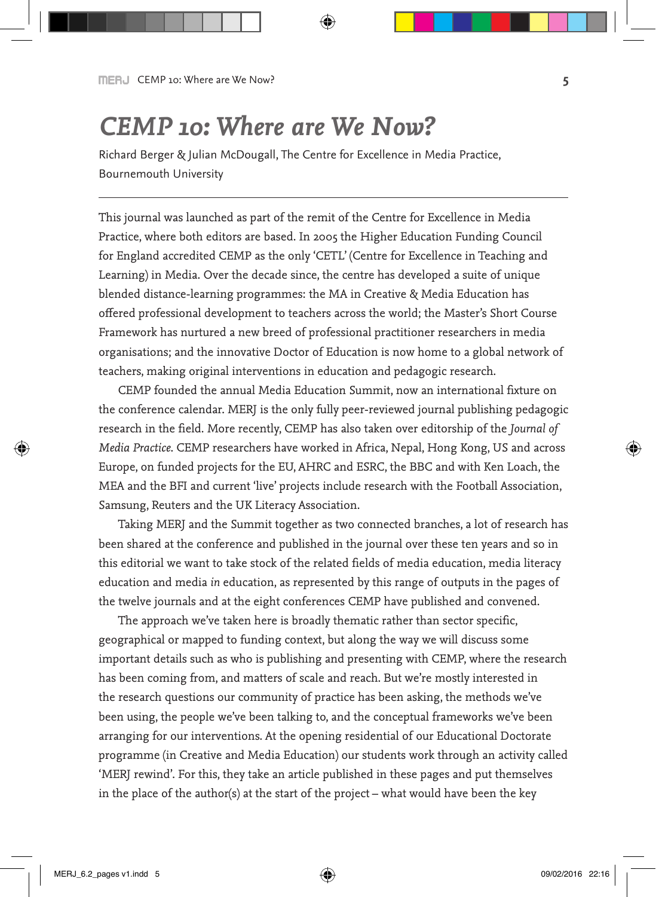# *CEMP 10: Where are We Now?*

Richard Berger & Julian McDougall, The Centre for Excellence in Media Practice, Bournemouth University

---

This journal was launched as part of the remit of the Centre for Excellence in Media Practice, where both editors are based. In 2005 the Higher Education Funding Council for England accredited CEMP as the only 'CETL' (Centre for Excellence in Teaching and Learning) in Media. Over the decade since, the centre has developed a suite of unique blended distance-learning programmes: the MA in Creative & Media Education has offered professional development to teachers across the world; the Master's Short Course Framework has nurtured a new breed of professional practitioner researchers in media organisations; and the innovative Doctor of Education is now home to a global network of teachers, making original interventions in education and pedagogic research.

CEMP founded the annual Media Education Summit, now an international fixture on the conference calendar. MERJ is the only fully peer-reviewed journal publishing pedagogic research in the field. More recently, CEMP has also taken over editorship of the *Journal of Media Practice.* CEMP researchers have worked in Africa, Nepal, Hong Kong, US and across Europe, on funded projects for the EU, AHRC and ESRC, the BBC and with Ken Loach, the MEA and the BFI and current 'live' projects include research with the Football Association, Samsung, Reuters and the UK Literacy Association.

Taking MERJ and the Summit together as two connected branches, a lot of research has been shared at the conference and published in the journal over these ten years and so in this editorial we want to take stock of the related fields of media education, media literacy education and media *in* education, as represented by this range of outputs in the pages of the twelve journals and at the eight conferences CEMP have published and convened.

The approach we've taken here is broadly thematic rather than sector specific, geographical or mapped to funding context, but along the way we will discuss some important details such as who is publishing and presenting with CEMP, where the research has been coming from, and matters of scale and reach. But we're mostly interested in the research questions our community of practice has been asking, the methods we've been using, the people we've been talking to, and the conceptual frameworks we've been arranging for our interventions. At the opening residential of our Educational Doctorate programme (in Creative and Media Education) our students work through an activity called 'MERJ rewind'. For this, they take an article published in these pages and put themselves in the place of the author(s) at the start of the project – what would have been the key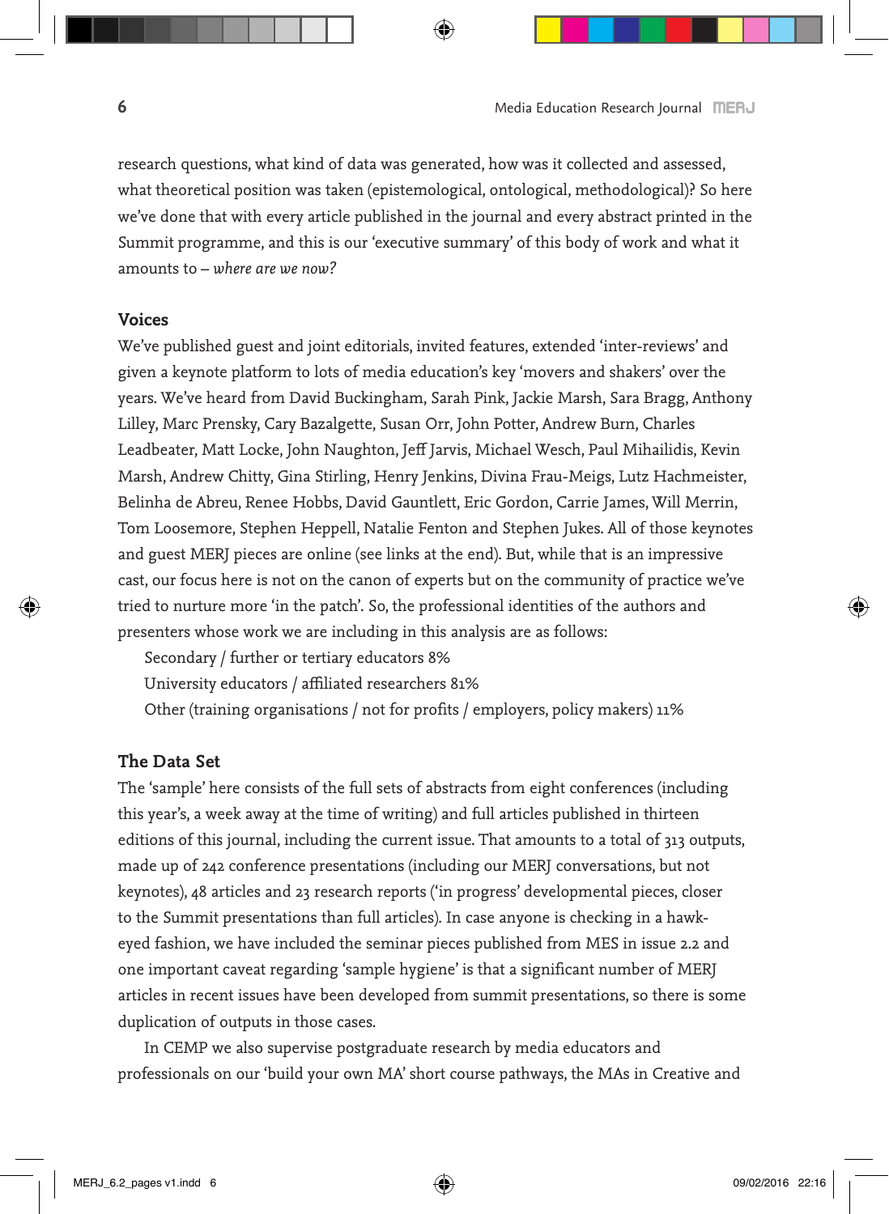research questions, what kind of data was generated, how was it collected and assessed, what theoretical position was taken (epistemological, ontological, methodological)? So here we've done that with every article published in the journal and every abstract printed in the Summit programme, and this is our 'executive summary' of this body of work and what it amounts to – *where are we now?*

## Voices

We've published guest and joint editorials, invited features, extended 'inter-reviews' and given a keynote platform to lots of media education's key 'movers and shakers' over the years. We've heard from David Buckingham, Sarah Pink, Jackie Marsh, Sara Bragg, Anthony Lilley, Marc Prensky, Cary Bazalgette, Susan Orr, John Potter, Andrew Burn, Charles Leadbeater, Matt Locke, John Naughton, Jeff Jarvis, Michael Wesch, Paul Mihailidis, Kevin Marsh, Andrew Chitty, Gina Stirling, Henry Jenkins, Divina Frau-Meigs, Lutz Hachmeister, Belinha de Abreu, Renee Hobbs, David Gauntlett, Eric Gordon, Carrie James, Will Merrin, Tom Loosemore, Stephen Heppell, Natalie Fenton and Stephen Jukes. All of those keynotes and guest MERJ pieces are online (see links at the end). But, while that is an impressive cast, our focus here is not on the canon of experts but on the community of practice we've tried to nurture more 'in the patch'. So, the professional identities of the authors and presenters whose work we are including in this analysis are as follows:

Secondary / further or tertiary educators 8%

University educators / affiliated researchers 81%

Other (training organisations / not for profits / employers, policy makers) 11%

## The Data Set

The 'sample' here consists of the full sets of abstracts from eight conferences (including this year's, a week away at the time of writing) and full articles published in thirteen editions of this journal, including the current issue. That amounts to a total of 313 outputs, made up of 242 conference presentations (including our MERJ conversations, but not keynotes), 48 articles and 23 research reports ('in progress' developmental pieces, closer to the Summit presentations than full articles). In case anyone is checking in a hawk-eyed fashion, we have included the seminar pieces published from MES in issue 2.2 and one important caveat regarding 'sample hygiene' is that a significant number of MERJ articles in recent issues have been developed from summit presentations, so there is some duplication of outputs in those cases.

In CEMP we also supervise postgraduate research by media educators and professionals on our 'build your own MA' short course pathways, the MAs in Creative and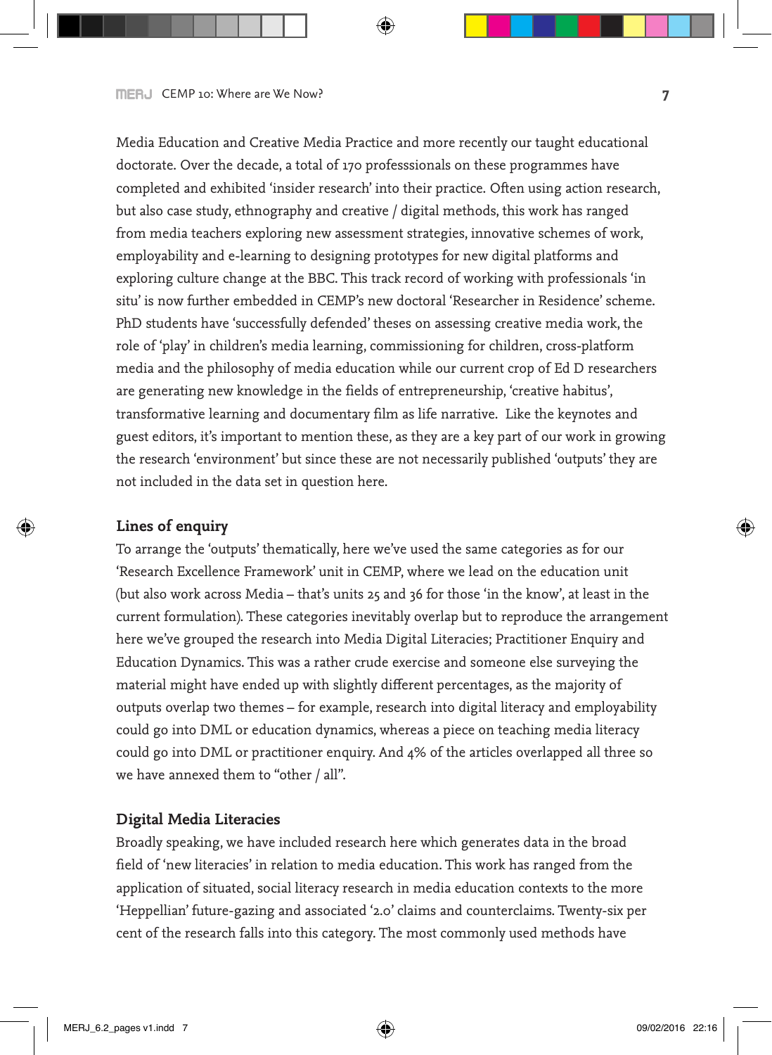Media Education and Creative Media Practice and more recently our taught educational doctorate. Over the decade, a total of 170 professsionals on these programmes have completed and exhibited 'insider research' into their practice. Often using action research, but also case study, ethnography and creative / digital methods, this work has ranged from media teachers exploring new assessment strategies, innovative schemes of work, employability and e-learning to designing prototypes for new digital platforms and exploring culture change at the BBC. This track record of working with professionals 'in situ' is now further embedded in CEMP's new doctoral 'Researcher in Residence' scheme. PhD students have 'successfully defended' theses on assessing creative media work, the role of 'play' in children's media learning, commissioning for children, cross-platform media and the philosophy of media education while our current crop of Ed D researchers are generating new knowledge in the fields of entrepreneurship, 'creative habitus', transformative learning and documentary film as life narrative. Like the keynotes and guest editors, it's important to mention these, as they are a key part of our work in growing the research 'environment' but since these are not necessarily published 'outputs' they are not included in the data set in question here.

## Lines of enquiry

To arrange the 'outputs' thematically, here we've used the same categories as for our 'Research Excellence Framework' unit in CEMP, where we lead on the education unit (but also work across Media – that's units 25 and 36 for those 'in the know', at least in the current formulation). These categories inevitably overlap but to reproduce the arrangement here we've grouped the research into Media Digital Literacies; Practitioner Enquiry and Education Dynamics. This was a rather crude exercise and someone else surveying the material might have ended up with slightly different percentages, as the majority of outputs overlap two themes – for example, research into digital literacy and employability could go into DML or education dynamics, whereas a piece on teaching media literacy could go into DML or practitioner enquiry. And 4% of the articles overlapped all three so we have annexed them to "other / all".

## Digital Media Literacies

Broadly speaking, we have included research here which generates data in the broad field of 'new literacies' in relation to media education. This work has ranged from the application of situated, social literacy research in media education contexts to the more 'Heppellian' future-gazing and associated '2.0' claims and counterclaims. Twenty-six per cent of the research falls into this category. The most commonly used methods have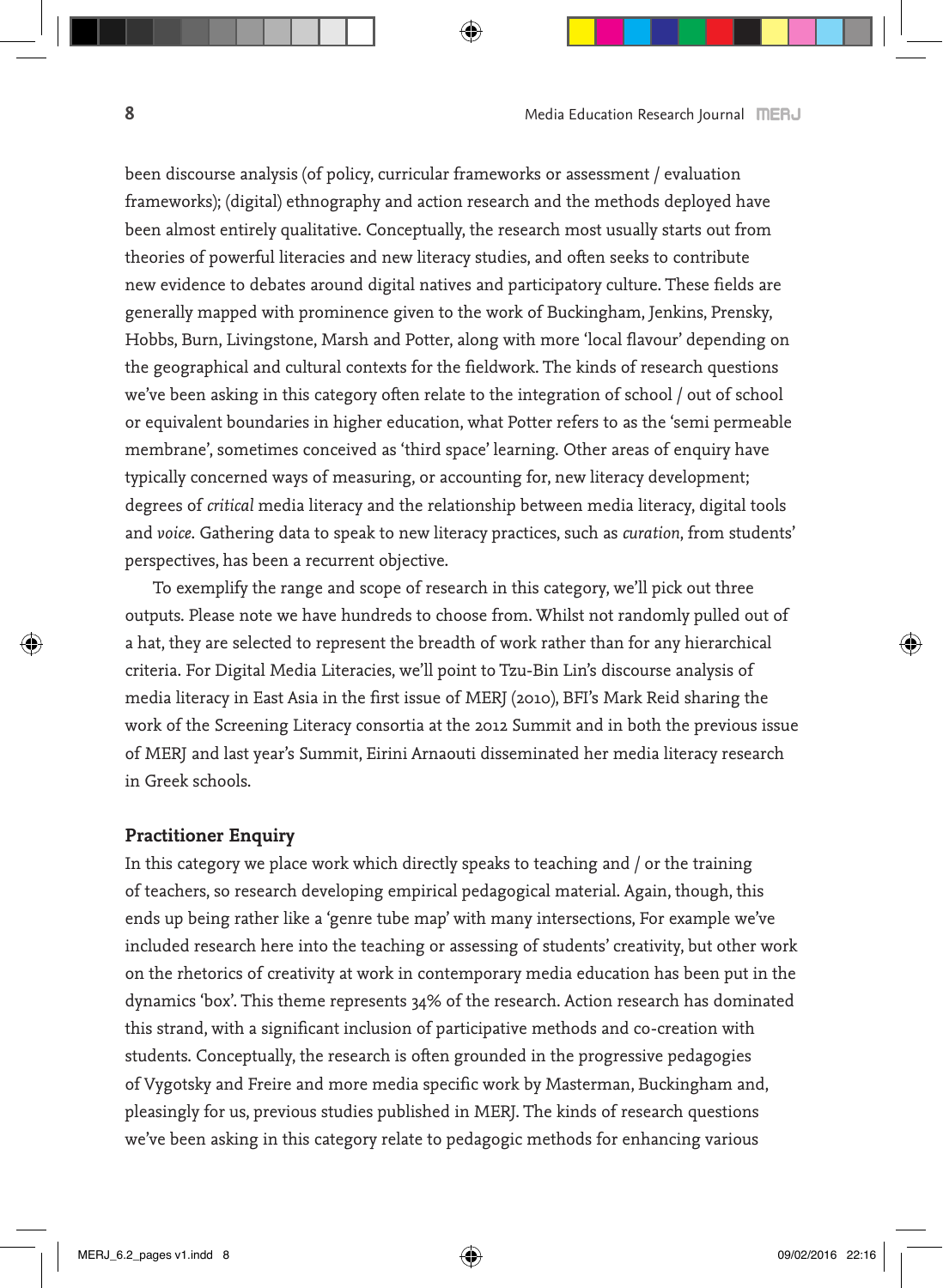been discourse analysis (of policy, curricular frameworks or assessment / evaluation frameworks); (digital) ethnography and action research and the methods deployed have been almost entirely qualitative. Conceptually, the research most usually starts out from theories of powerful literacies and new literacy studies, and often seeks to contribute new evidence to debates around digital natives and participatory culture. These fields are generally mapped with prominence given to the work of Buckingham, Jenkins, Prensky, Hobbs, Burn, Livingstone, Marsh and Potter, along with more 'local flavour' depending on the geographical and cultural contexts for the fieldwork. The kinds of research questions we've been asking in this category often relate to the integration of school / out of school or equivalent boundaries in higher education, what Potter refers to as the 'semi permeable membrane', sometimes conceived as 'third space' learning. Other areas of enquiry have typically concerned ways of measuring, or accounting for, new literacy development; degrees of *critical* media literacy and the relationship between media literacy, digital tools and *voice*. Gathering data to speak to new literacy practices, such as *curation*, from students' perspectives, has been a recurrent objective.

To exemplify the range and scope of research in this category, we'll pick out three outputs. Please note we have hundreds to choose from. Whilst not randomly pulled out of a hat, they are selected to represent the breadth of work rather than for any hierarchical criteria. For Digital Media Literacies, we'll point to Tzu-Bin Lin's discourse analysis of media literacy in East Asia in the first issue of MERJ (2010), BFI's Mark Reid sharing the work of the Screening Literacy consortia at the 2012 Summit and in both the previous issue of MERJ and last year's Summit, Eirini Arnaouti disseminated her media literacy research in Greek schools.

**Practitioner Enquiry**

In this category we place work which directly speaks to teaching and / or the training of teachers, so research developing empirical pedagogical material. Again, though, this ends up being rather like a 'genre tube map' with many intersections, For example we've included research here into the teaching or assessing of students' creativity, but other work on the rhetorics of creativity at work in contemporary media education has been put in the dynamics 'box'. This theme represents 34% of the research. Action research has dominated this strand, with a significant inclusion of participative methods and co-creation with students. Conceptually, the research is often grounded in the progressive pedagogies of Vygotsky and Freire and more media specific work by Masterman, Buckingham and, pleasingly for us, previous studies published in MERJ. The kinds of research questions we've been asking in this category relate to pedagogic methods for enhancing various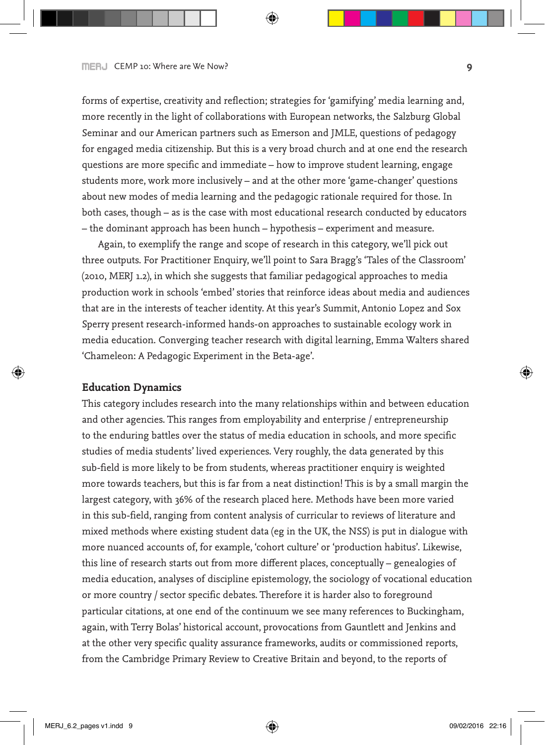forms of expertise, creativity and reflection; strategies for 'gamifying' media learning and, more recently in the light of collaborations with European networks, the Salzburg Global Seminar and our American partners such as Emerson and JMLE, questions of pedagogy for engaged media citizenship. But this is a very broad church and at one end the research questions are more specific and immediate – how to improve student learning, engage students more, work more inclusively – and at the other more 'game-changer' questions about new modes of media learning and the pedagogic rationale required for those. In both cases, though – as is the case with most educational research conducted by educators – the dominant approach has been hunch – hypothesis – experiment and measure.

Again, to exemplify the range and scope of research in this category, we'll pick out three outputs. For Practitioner Enquiry, we'll point to Sara Bragg's 'Tales of the Classroom' (2010, MERJ 1.2), in which she suggests that familiar pedagogical approaches to media production work in schools 'embed' stories that reinforce ideas about media and audiences that are in the interests of teacher identity. At this year's Summit, Antonio Lopez and Sox Sperry present research-informed hands-on approaches to sustainable ecology work in media education. Converging teacher research with digital learning, Emma Walters shared 'Chameleon: A Pedagogic Experiment in the Beta-age'.

### Education Dynamics

This category includes research into the many relationships within and between education and other agencies. This ranges from employability and enterprise / entrepreneurship to the enduring battles over the status of media education in schools, and more specific studies of media students' lived experiences. Very roughly, the data generated by this sub-field is more likely to be from students, whereas practitioner enquiry is weighted more towards teachers, but this is far from a neat distinction! This is by a small margin the largest category, with 36% of the research placed here. Methods have been more varied in this sub-field, ranging from content analysis of curricular to reviews of literature and mixed methods where existing student data (eg in the UK, the NSS) is put in dialogue with more nuanced accounts of, for example, 'cohort culture' or 'production habitus'. Likewise, this line of research starts out from more different places, conceptually – genealogies of media education, analyses of discipline epistemology, the sociology of vocational education or more country / sector specific debates. Therefore it is harder also to foreground particular citations, at one end of the continuum we see many references to Buckingham, again, with Terry Bolas' historical account, provocations from Gauntlett and Jenkins and at the other very specific quality assurance frameworks, audits or commissioned reports, from the Cambridge Primary Review to Creative Britain and beyond, to the reports of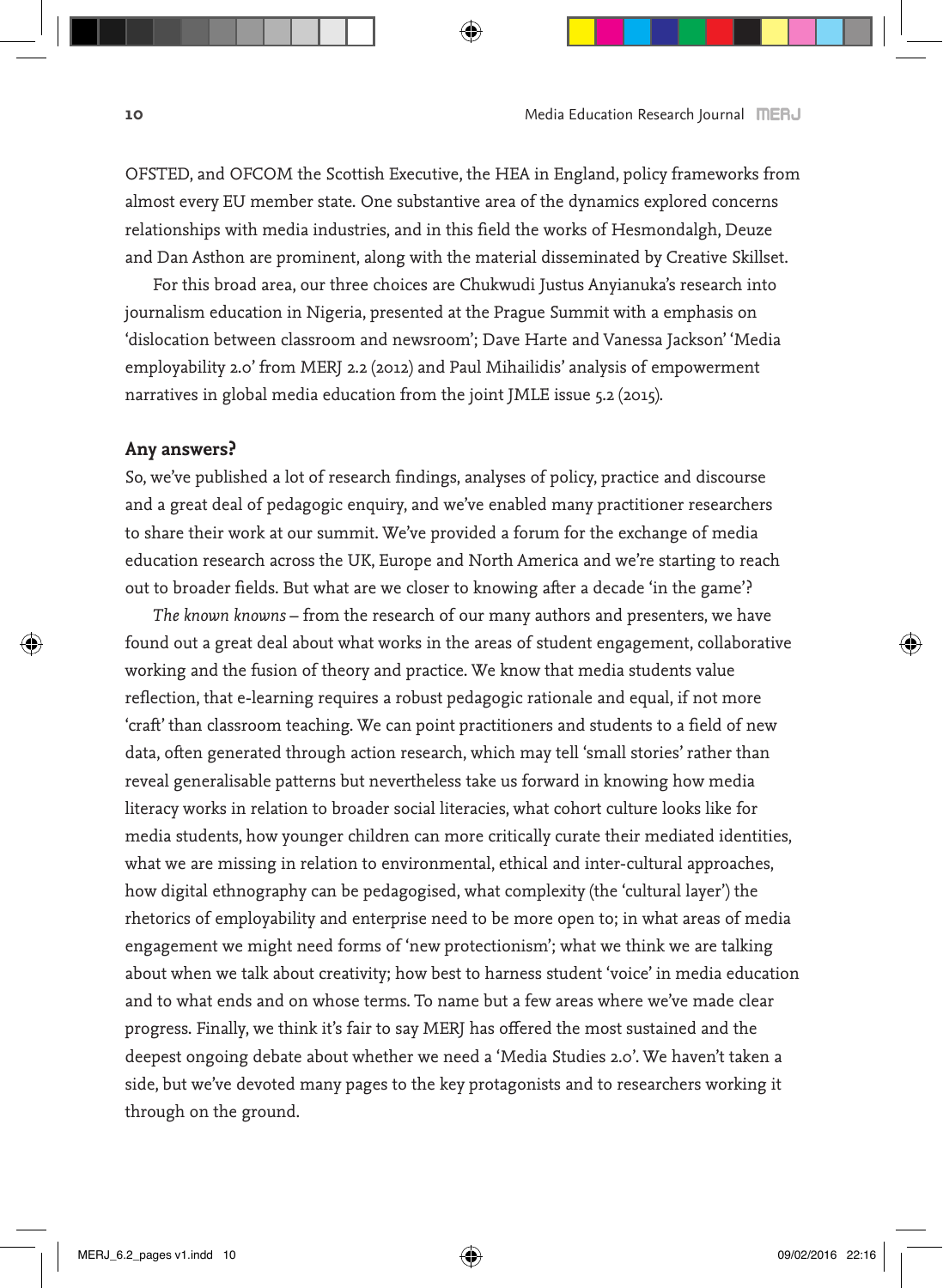OFSTED, and OFCOM the Scottish Executive, the HEA in England, policy frameworks from almost every EU member state. One substantive area of the dynamics explored concerns relationships with media industries, and in this field the works of Hesmondalgh, Deuze and Dan Asthon are prominent, along with the material disseminated by Creative Skillset.

For this broad area, our three choices are Chukwudi Justus Anyianuka's research into journalism education in Nigeria, presented at the Prague Summit with a emphasis on 'dislocation between classroom and newsroom'; Dave Harte and Vanessa Jackson' 'Media employability 2.0' from MERJ 2.2 (2012) and Paul Mihailidis' analysis of empowerment narratives in global media education from the joint JMLE issue 5.2 (2015).

## Any answers?

So, we've published a lot of research findings, analyses of policy, practice and discourse and a great deal of pedagogic enquiry, and we've enabled many practitioner researchers to share their work at our summit. We've provided a forum for the exchange of media education research across the UK, Europe and North America and we're starting to reach out to broader fields. But what are we closer to knowing after a decade 'in the game'?

*The known knowns* – from the research of our many authors and presenters, we have found out a great deal about what works in the areas of student engagement, collaborative working and the fusion of theory and practice. We know that media students value reflection, that e-learning requires a robust pedagogic rationale and equal, if not more 'craft' than classroom teaching. We can point practitioners and students to a field of new data, often generated through action research, which may tell 'small stories' rather than reveal generalisable patterns but nevertheless take us forward in knowing how media literacy works in relation to broader social literacies, what cohort culture looks like for media students, how younger children can more critically curate their mediated identities, what we are missing in relation to environmental, ethical and inter-cultural approaches, how digital ethnography can be pedagogised, what complexity (the 'cultural layer') the rhetorics of employability and enterprise need to be more open to; in what areas of media engagement we might need forms of 'new protectionism'; what we think we are talking about when we talk about creativity; how best to harness student 'voice' in media education and to what ends and on whose terms. To name but a few areas where we've made clear progress. Finally, we think it's fair to say MERJ has offered the most sustained and the deepest ongoing debate about whether we need a 'Media Studies 2.0'. We haven't taken a side, but we've devoted many pages to the key protagonists and to researchers working it through on the ground.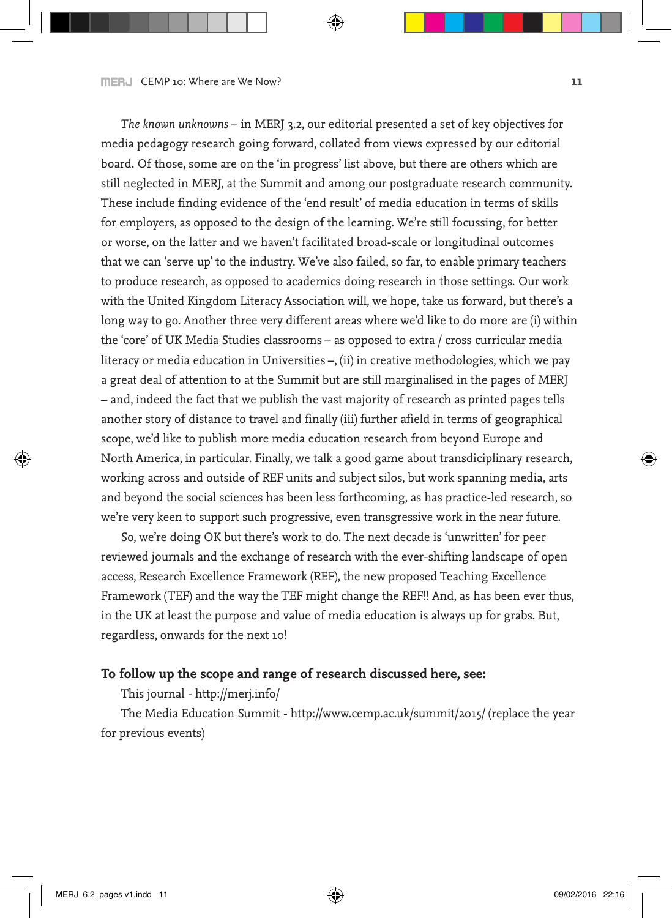*The known unknowns* – in MERJ 3.2, our editorial presented a set of key objectives for media pedagogy research going forward, collated from views expressed by our editorial board. Of those, some are on the 'in progress' list above, but there are others which are still neglected in MERJ, at the Summit and among our postgraduate research community. These include finding evidence of the 'end result' of media education in terms of skills for employers, as opposed to the design of the learning. We're still focussing, for better or worse, on the latter and we haven't facilitated broad-scale or longitudinal outcomes that we can 'serve up' to the industry. We've also failed, so far, to enable primary teachers to produce research, as opposed to academics doing research in those settings. Our work with the United Kingdom Literacy Association will, we hope, take us forward, but there's a long way to go. Another three very different areas where we'd like to do more are (i) within the 'core' of UK Media Studies classrooms – as opposed to extra / cross curricular media literacy or media education in Universities –, (ii) in creative methodologies, which we pay a great deal of attention to at the Summit but are still marginalised in the pages of MERJ – and, indeed the fact that we publish the vast majority of research as printed pages tells another story of distance to travel and finally (iii) further afield in terms of geographical scope, we'd like to publish more media education research from beyond Europe and North America, in particular. Finally, we talk a good game about transdiciplinary research, working across and outside of REF units and subject silos, but work spanning media, arts and beyond the social sciences has been less forthcoming, as has practice-led research, so we're very keen to support such progressive, even transgressive work in the near future.

So, we're doing OK but there's work to do. The next decade is 'unwritten' for peer reviewed journals and the exchange of research with the ever-shifting landscape of open access, Research Excellence Framework (REF), the new proposed Teaching Excellence Framework (TEF) and the way the TEF might change the REF!! And, as has been ever thus, in the UK at least the purpose and value of media education is always up for grabs. But, regardless, onwards for the next 10!

**To follow up the scope and range of research discussed here, see:**

This journal - http://merj.info/

The Media Education Summit - http://www.cemp.ac.uk/summit/2015/ (replace the year for previous events)